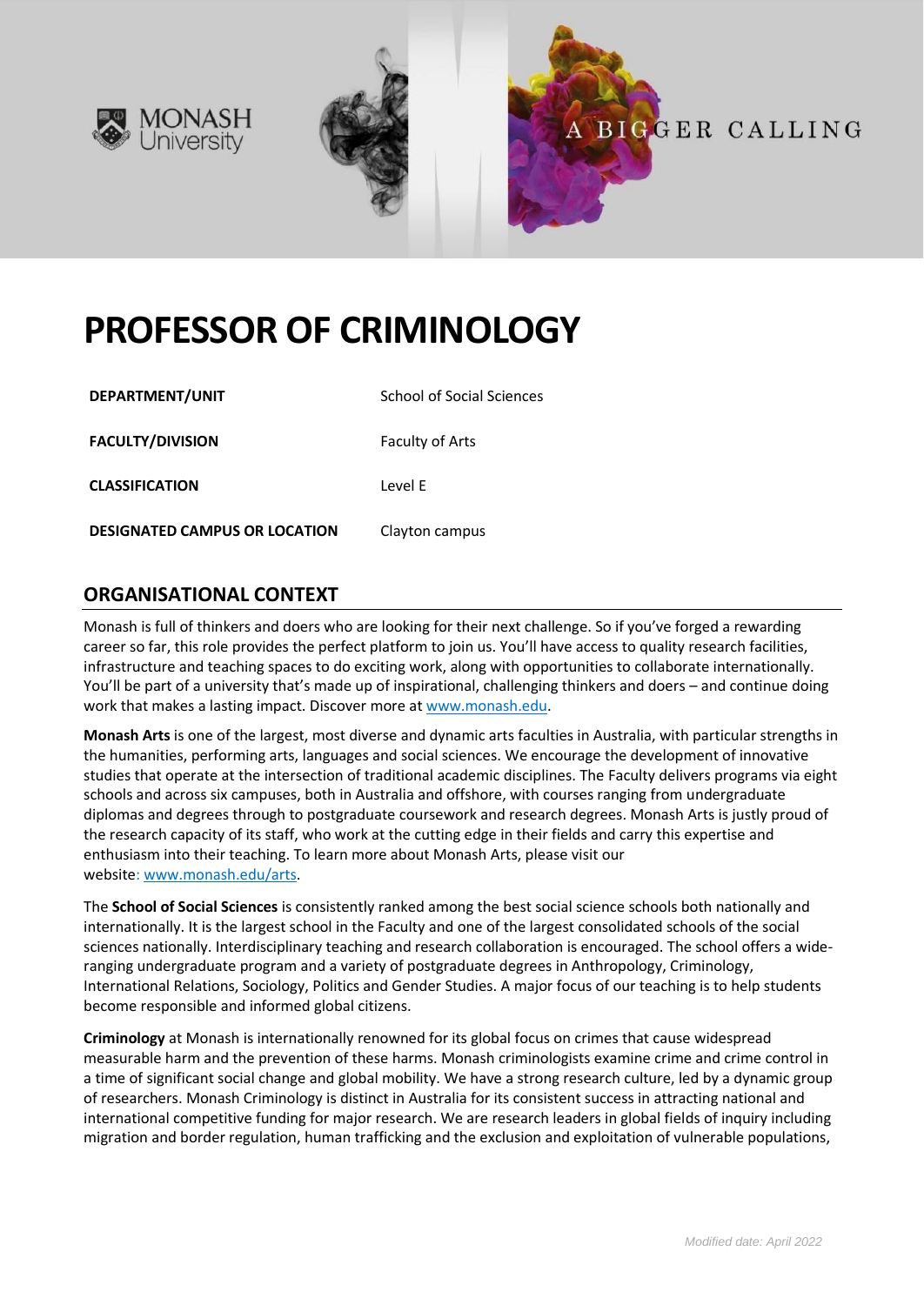# PROFESSOR OF CRIMINOLOGY

| | |
|---|---|
| **DEPARTMENT/UNIT** | School of Social Sciences |
| **FACULTY/DIVISION** | Faculty of Arts |
| **CLASSIFICATION** | Level E |
| **DESIGNATED CAMPUS OR LOCATION** | Clayton campus |

## ORGANISATIONAL CONTEXT

Monash is full of thinkers and doers who are looking for their next challenge. So if you've forged a rewarding career so far, this role provides the perfect platform to join us. You'll have access to quality research facilities, infrastructure and teaching spaces to do exciting work, along with opportunities to collaborate internationally. You'll be part of a university that's made up of inspirational, challenging thinkers and doers – and continue doing work that makes a lasting impact. Discover more at [www.monash.edu](www.monash.edu).

**Monash Arts** is one of the largest, most diverse and dynamic arts faculties in Australia, with particular strengths in the humanities, performing arts, languages and social sciences. We encourage the development of innovative studies that operate at the intersection of traditional academic disciplines. The Faculty delivers programs via eight schools and across six campuses, both in Australia and offshore, with courses ranging from undergraduate diplomas and degrees through to postgraduate coursework and research degrees. Monash Arts is justly proud of the research capacity of its staff, who work at the cutting edge in their fields and carry this expertise and enthusiasm into their teaching. To learn more about Monash Arts, please visit our website: [www.monash.edu/arts](www.monash.edu/arts).

The **School of Social Sciences** is consistently ranked among the best social science schools both nationally and internationally. It is the largest school in the Faculty and one of the largest consolidated schools of the social sciences nationally. Interdisciplinary teaching and research collaboration is encouraged. The school offers a wide-ranging undergraduate program and a variety of postgraduate degrees in Anthropology, Criminology, International Relations, Sociology, Politics and Gender Studies. A major focus of our teaching is to help students become responsible and informed global citizens.

**Criminology** at Monash is internationally renowned for its global focus on crimes that cause widespread measurable harm and the prevention of these harms. Monash criminologists examine crime and crime control in a time of significant social change and global mobility. We have a strong research culture, led by a dynamic group of researchers. Monash Criminology is distinct in Australia for its consistent success in attracting national and international competitive funding for major research. We are research leaders in global fields of inquiry including migration and border regulation, human trafficking and the exclusion and exploitation of vulnerable populations,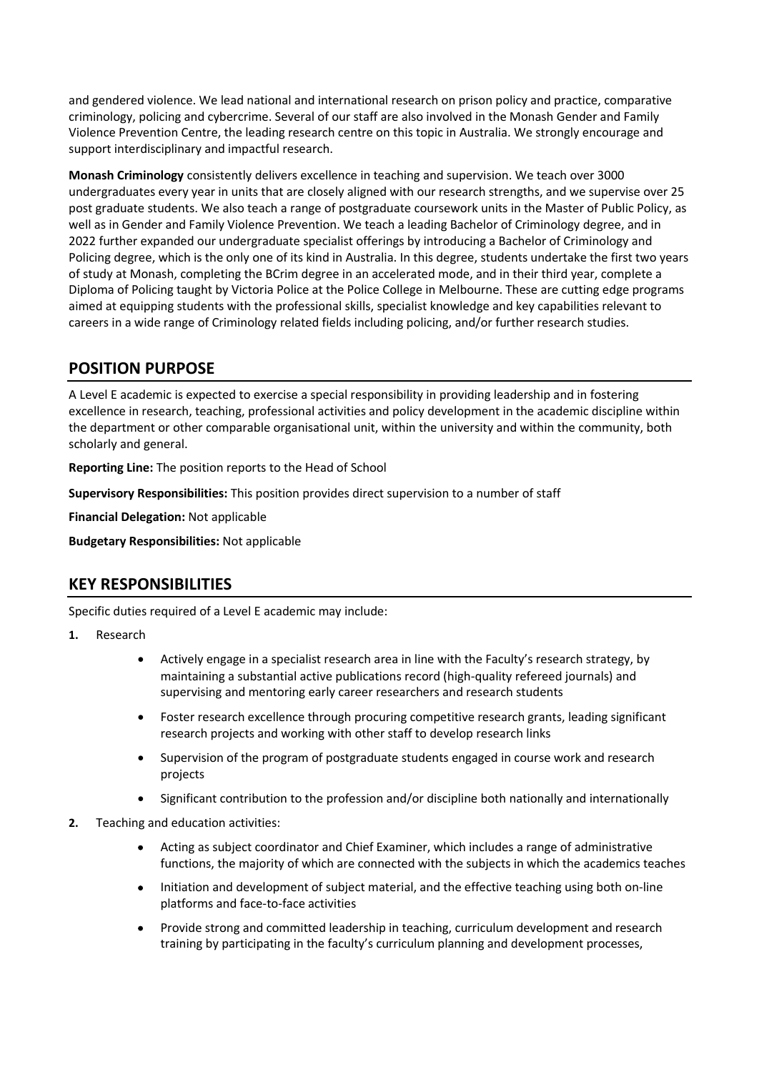and gendered violence. We lead national and international research on prison policy and practice, comparative criminology, policing and cybercrime. Several of our staff are also involved in the Monash Gender and Family Violence Prevention Centre, the leading research centre on this topic in Australia. We strongly encourage and support interdisciplinary and impactful research.

**Monash Criminology** consistently delivers excellence in teaching and supervision. We teach over 3000 undergraduates every year in units that are closely aligned with our research strengths, and we supervise over 25 post graduate students. We also teach a range of postgraduate coursework units in the Master of Public Policy, as well as in Gender and Family Violence Prevention. We teach a leading Bachelor of Criminology degree, and in 2022 further expanded our undergraduate specialist offerings by introducing a Bachelor of Criminology and Policing degree, which is the only one of its kind in Australia. In this degree, students undertake the first two years of study at Monash, completing the BCrim degree in an accelerated mode, and in their third year, complete a Diploma of Policing taught by Victoria Police at the Police College in Melbourne. These are cutting edge programs aimed at equipping students with the professional skills, specialist knowledge and key capabilities relevant to careers in a wide range of Criminology related fields including policing, and/or further research studies.

## POSITION PURPOSE

A Level E academic is expected to exercise a special responsibility in providing leadership and in fostering excellence in research, teaching, professional activities and policy development in the academic discipline within the department or other comparable organisational unit, within the university and within the community, both scholarly and general.

**Reporting Line:** The position reports to the Head of School

**Supervisory Responsibilities:** This position provides direct supervision to a number of staff

**Financial Delegation:** Not applicable

**Budgetary Responsibilities:** Not applicable

## KEY RESPONSIBILITIES

Specific duties required of a Level E academic may include:

1. Research
   - Actively engage in a specialist research area in line with the Faculty's research strategy, by maintaining a substantial active publications record (high-quality refereed journals) and supervising and mentoring early career researchers and research students
   - Foster research excellence through procuring competitive research grants, leading significant research projects and working with other staff to develop research links
   - Supervision of the program of postgraduate students engaged in course work and research projects
   - Significant contribution to the profession and/or discipline both nationally and internationally
2. Teaching and education activities:
   - Acting as subject coordinator and Chief Examiner, which includes a range of administrative functions, the majority of which are connected with the subjects in which the academics teaches
   - Initiation and development of subject material, and the effective teaching using both on-line platforms and face-to-face activities
   - Provide strong and committed leadership in teaching, curriculum development and research training by participating in the faculty's curriculum planning and development processes,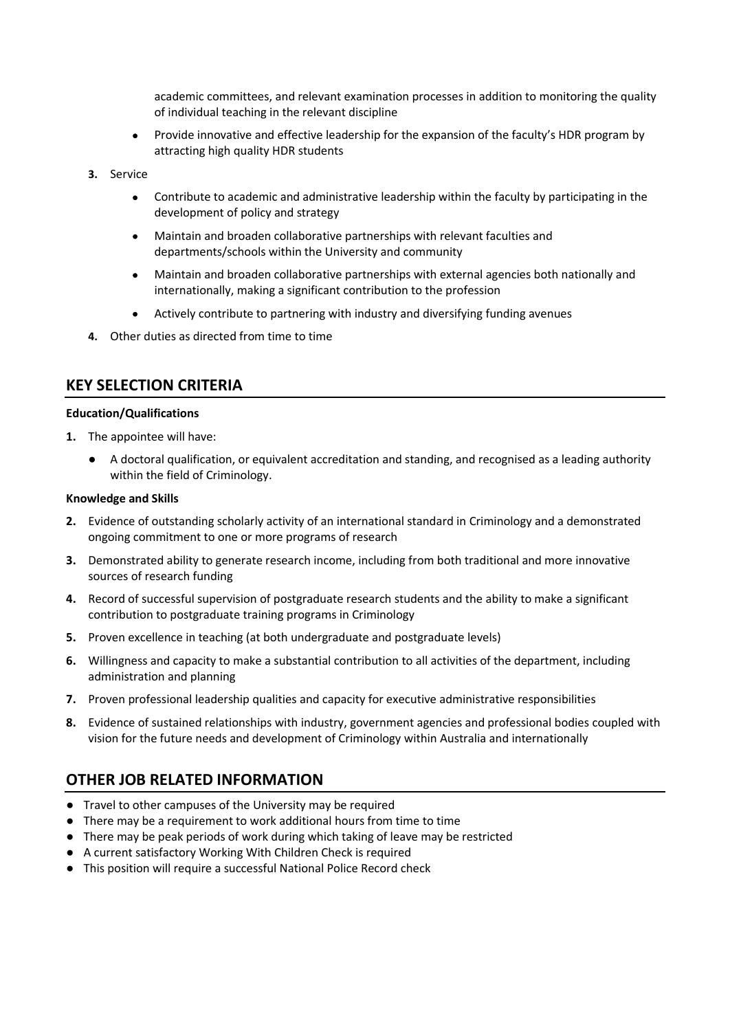academic committees, and relevant examination processes in addition to monitoring the quality of individual teaching in the relevant discipline

- Provide innovative and effective leadership for the expansion of the faculty's HDR program by attracting high quality HDR students

3. Service

   - Contribute to academic and administrative leadership within the faculty by participating in the development of policy and strategy
   - Maintain and broaden collaborative partnerships with relevant faculties and departments/schools within the University and community
   - Maintain and broaden collaborative partnerships with external agencies both nationally and internationally, making a significant contribution to the profession
   - Actively contribute to partnering with industry and diversifying funding avenues

4. Other duties as directed from time to time

## KEY SELECTION CRITERIA

**Education/Qualifications**

1. The appointee will have:
   - A doctoral qualification, or equivalent accreditation and standing, and recognised as a leading authority within the field of Criminology.

**Knowledge and Skills**

2. Evidence of outstanding scholarly activity of an international standard in Criminology and a demonstrated ongoing commitment to one or more programs of research
3. Demonstrated ability to generate research income, including from both traditional and more innovative sources of research funding
4. Record of successful supervision of postgraduate research students and the ability to make a significant contribution to postgraduate training programs in Criminology
5. Proven excellence in teaching (at both undergraduate and postgraduate levels)
6. Willingness and capacity to make a substantial contribution to all activities of the department, including administration and planning
7. Proven professional leadership qualities and capacity for executive administrative responsibilities
8. Evidence of sustained relationships with industry, government agencies and professional bodies coupled with vision for the future needs and development of Criminology within Australia and internationally

## OTHER JOB RELATED INFORMATION

- Travel to other campuses of the University may be required
- There may be a requirement to work additional hours from time to time
- There may be peak periods of work during which taking of leave may be restricted
- A current satisfactory Working With Children Check is required
- This position will require a successful National Police Record check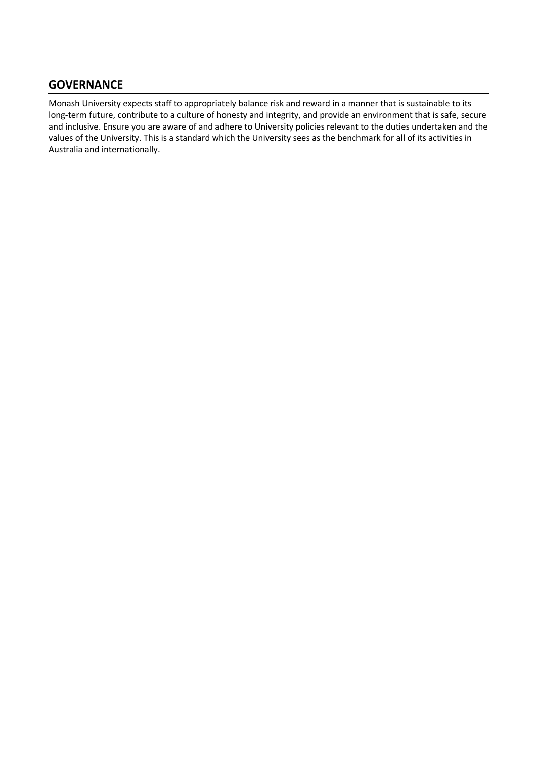## GOVERNANCE

Monash University expects staff to appropriately balance risk and reward in a manner that is sustainable to its long-term future, contribute to a culture of honesty and integrity, and provide an environment that is safe, secure and inclusive. Ensure you are aware of and adhere to University policies relevant to the duties undertaken and the values of the University. This is a standard which the University sees as the benchmark for all of its activities in Australia and internationally.